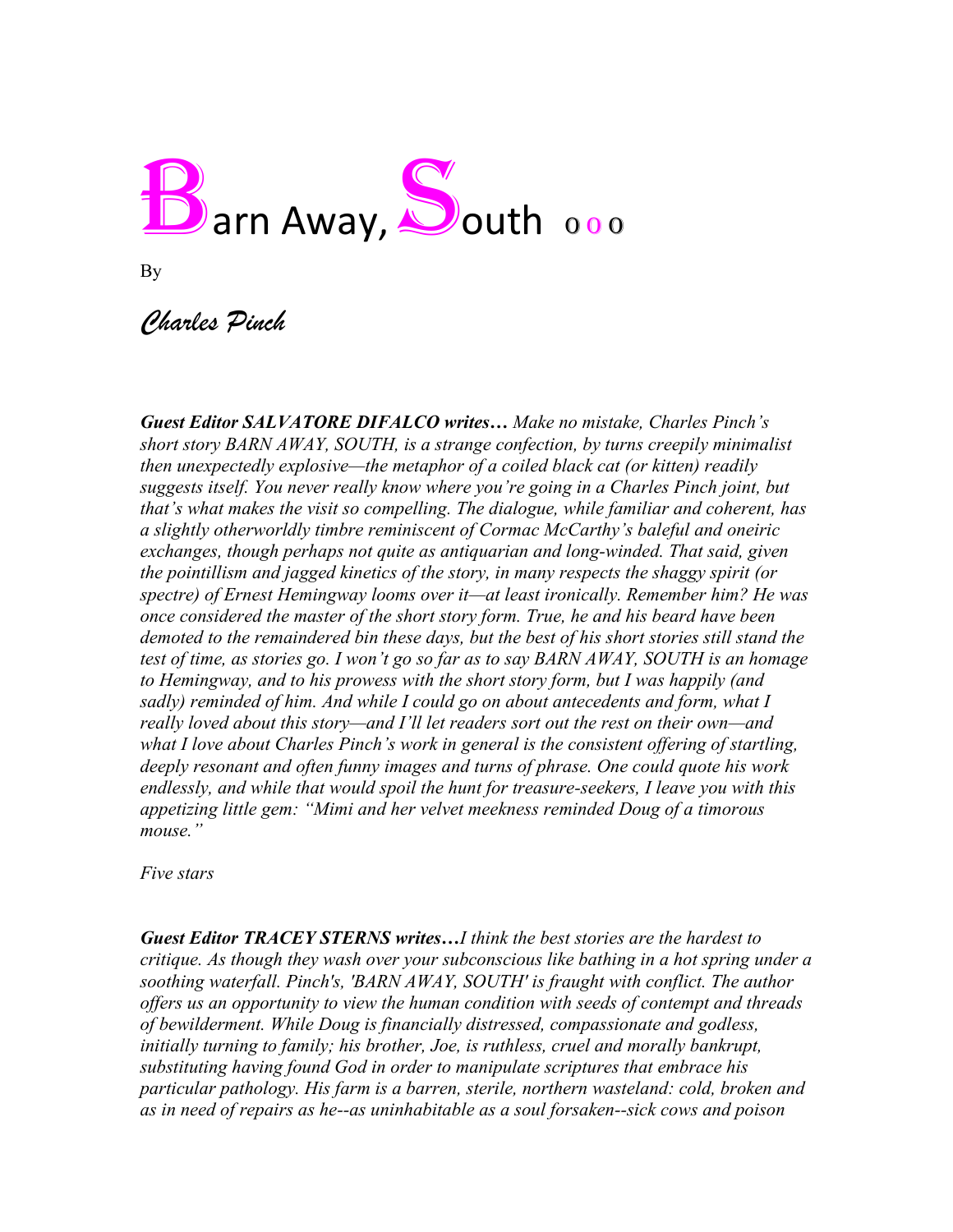# Barn Away, South ooo

By

*Charles Pinch*

***Guest Editor SALVATORE DIFALCO writes…*** *Make no mistake, Charles Pinch's short story BARN AWAY, SOUTH, is a strange confection, by turns creepily minimalist then unexpectedly explosive—the metaphor of a coiled black cat (or kitten) readily suggests itself. You never really know where you're going in a Charles Pinch joint, but that's what makes the visit so compelling. The dialogue, while familiar and coherent, has a slightly otherworldly timbre reminiscent of Cormac McCarthy's baleful and oneiric exchanges, though perhaps not quite as antiquarian and long-winded. That said, given the pointillism and jagged kinetics of the story, in many respects the shaggy spirit (or spectre) of Ernest Hemingway looms over it—at least ironically. Remember him? He was once considered the master of the short story form. True, he and his beard have been demoted to the remaindered bin these days, but the best of his short stories still stand the test of time, as stories go. I won't go so far as to say BARN AWAY, SOUTH is an homage to Hemingway, and to his prowess with the short story form, but I was happily (and sadly) reminded of him. And while I could go on about antecedents and form, what I really loved about this story—and I'll let readers sort out the rest on their own—and what I love about Charles Pinch's work in general is the consistent offering of startling, deeply resonant and often funny images and turns of phrase. One could quote his work endlessly, and while that would spoil the hunt for treasure-seekers, I leave you with this appetizing little gem: "Mimi and her velvet meekness reminded Doug of a timorous mouse."*

*Five stars*

***Guest Editor TRACEY STERNS writes…*** *I think the best stories are the hardest to critique. As though they wash over your subconscious like bathing in a hot spring under a soothing waterfall. Pinch's, 'BARN AWAY, SOUTH' is fraught with conflict. The author offers us an opportunity to view the human condition with seeds of contempt and threads of bewilderment. While Doug is financially distressed, compassionate and godless, initially turning to family; his brother, Joe, is ruthless, cruel and morally bankrupt, substituting having found God in order to manipulate scriptures that embrace his particular pathology. His farm is a barren, sterile, northern wasteland: cold, broken and as in need of repairs as he--as uninhabitable as a soul forsaken--sick cows and poison*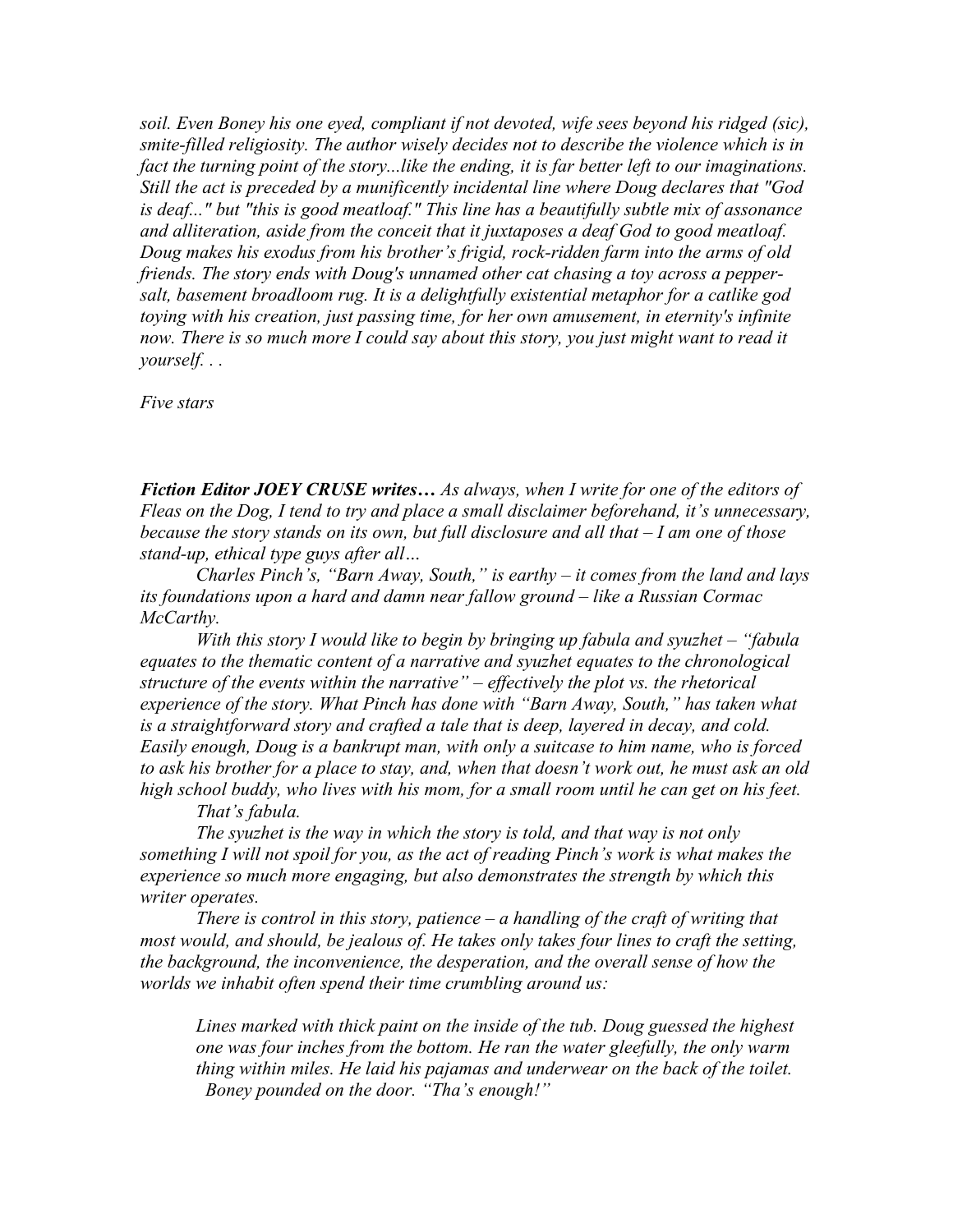*soil. Even Boney his one eyed, compliant if not devoted, wife sees beyond his ridged (sic), smite-filled religiosity. The author wisely decides not to describe the violence which is in fact the turning point of the story...like the ending, it is far better left to our imaginations. Still the act is preceded by a munificently incidental line where Doug declares that "God is deaf..." but "this is good meatloaf." This line has a beautifully subtle mix of assonance and alliteration, aside from the conceit that it juxtaposes a deaf God to good meatloaf. Doug makes his exodus from his brother's frigid, rock-ridden farm into the arms of old friends. The story ends with Doug's unnamed other cat chasing a toy across a pepper-salt, basement broadloom rug. It is a delightfully existential metaphor for a catlike god toying with his creation, just passing time, for her own amusement, in eternity's infinite now. There is so much more I could say about this story, you just might want to read it yourself. . .*

*Five stars*

***Fiction Editor JOEY CRUSE writes…*** *As always, when I write for one of the editors of Fleas on the Dog, I tend to try and place a small disclaimer beforehand, it's unnecessary, because the story stands on its own, but full disclosure and all that – I am one of those stand-up, ethical type guys after all…*

*Charles Pinch's, "Barn Away, South," is earthy – it comes from the land and lays its foundations upon a hard and damn near fallow ground – like a Russian Cormac McCarthy.*

*With this story I would like to begin by bringing up fabula and syuzhet – "fabula equates to the thematic content of a narrative and syuzhet equates to the chronological structure of the events within the narrative" – effectively the plot vs. the rhetorical experience of the story. What Pinch has done with "Barn Away, South," has taken what is a straightforward story and crafted a tale that is deep, layered in decay, and cold. Easily enough, Doug is a bankrupt man, with only a suitcase to him name, who is forced to ask his brother for a place to stay, and, when that doesn't work out, he must ask an old high school buddy, who lives with his mom, for a small room until he can get on his feet.*

*That's fabula.*

*The syuzhet is the way in which the story is told, and that way is not only something I will not spoil for you, as the act of reading Pinch's work is what makes the experience so much more engaging, but also demonstrates the strength by which this writer operates.*

*There is control in this story, patience – a handling of the craft of writing that most would, and should, be jealous of. He takes only takes four lines to craft the setting, the background, the inconvenience, the desperation, and the overall sense of how the worlds we inhabit often spend their time crumbling around us:*

> *Lines marked with thick paint on the inside of the tub. Doug guessed the highest one was four inches from the bottom. He ran the water gleefully, the only warm thing within miles. He laid his pajamas and underwear on the back of the toilet.*
> *Boney pounded on the door. "Tha's enough!"*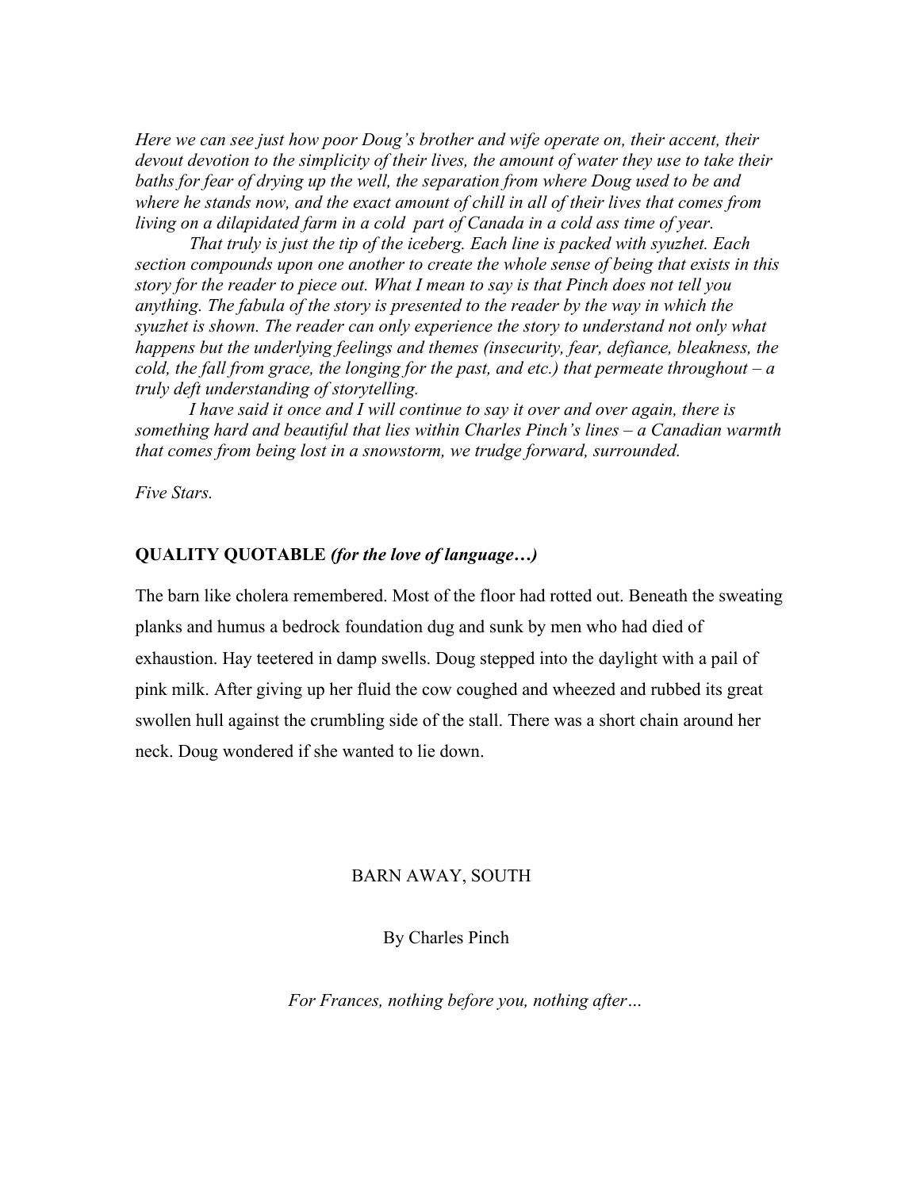*Here we can see just how poor Doug's brother and wife operate on, their accent, their devout devotion to the simplicity of their lives, the amount of water they use to take their baths for fear of drying up the well, the separation from where Doug used to be and where he stands now, and the exact amount of chill in all of their lives that comes from living on a dilapidated farm in a cold part of Canada in a cold ass time of year.*

*That truly is just the tip of the iceberg. Each line is packed with syuzhet. Each section compounds upon one another to create the whole sense of being that exists in this story for the reader to piece out. What I mean to say is that Pinch does not tell you anything. The fabula of the story is presented to the reader by the way in which the syuzhet is shown. The reader can only experience the story to understand not only what happens but the underlying feelings and themes (insecurity, fear, defiance, bleakness, the cold, the fall from grace, the longing for the past, and etc.) that permeate throughout – a truly deft understanding of storytelling.*

*I have said it once and I will continue to say it over and over again, there is something hard and beautiful that lies within Charles Pinch's lines – a Canadian warmth that comes from being lost in a snowstorm, we trudge forward, surrounded.*

*Five Stars.*

**QUALITY QUOTABLE** ***(for the love of language…)***

The barn like cholera remembered. Most of the floor had rotted out. Beneath the sweating planks and humus a bedrock foundation dug and sunk by men who had died of exhaustion. Hay teetered in damp swells. Doug stepped into the daylight with a pail of pink milk. After giving up her fluid the cow coughed and wheezed and rubbed its great swollen hull against the crumbling side of the stall. There was a short chain around her neck. Doug wondered if she wanted to lie down.

# BARN AWAY, SOUTH

By Charles Pinch

*For Frances, nothing before you, nothing after…*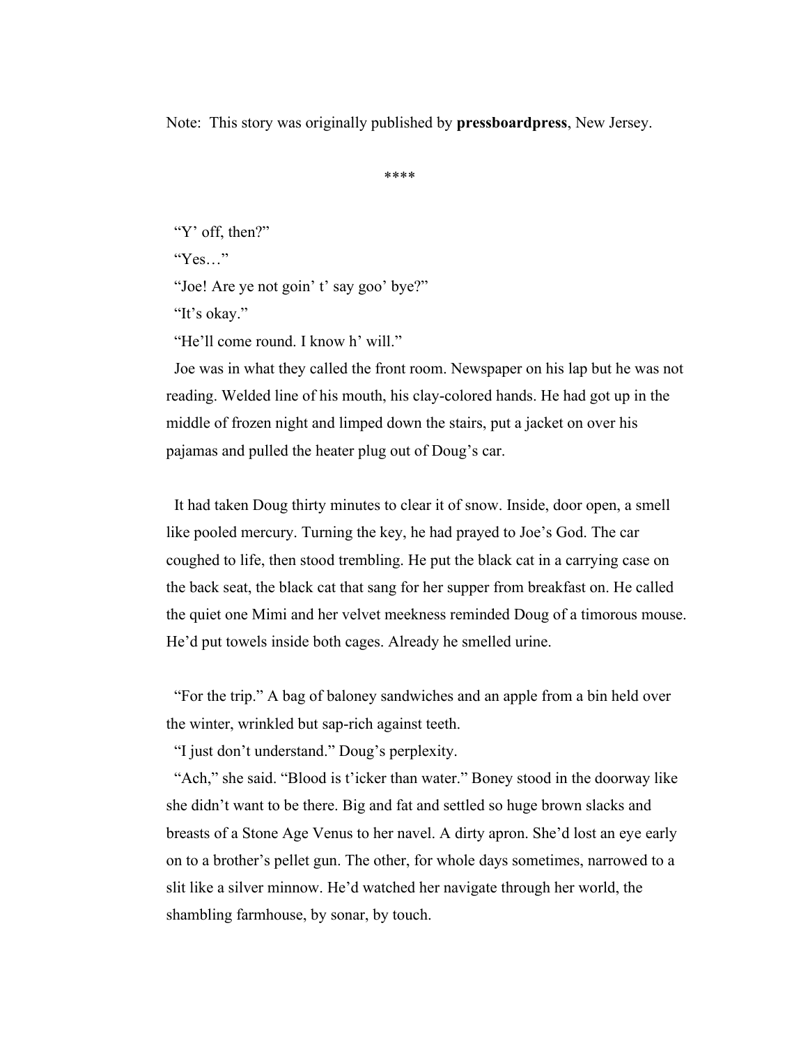Note: This story was originally published by **pressboardpress**, New Jersey.

****

"Y' off, then?"

"Yes…"

"Joe! Are ye not goin' t' say goo' bye?"

"It's okay."

"He'll come round. I know h' will."

Joe was in what they called the front room. Newspaper on his lap but he was not reading. Welded line of his mouth, his clay-colored hands. He had got up in the middle of frozen night and limped down the stairs, put a jacket on over his pajamas and pulled the heater plug out of Doug's car.

It had taken Doug thirty minutes to clear it of snow. Inside, door open, a smell like pooled mercury. Turning the key, he had prayed to Joe's God. The car coughed to life, then stood trembling. He put the black cat in a carrying case on the back seat, the black cat that sang for her supper from breakfast on. He called the quiet one Mimi and her velvet meekness reminded Doug of a timorous mouse. He'd put towels inside both cages. Already he smelled urine.

"For the trip." A bag of baloney sandwiches and an apple from a bin held over the winter, wrinkled but sap-rich against teeth.

"I just don't understand." Doug's perplexity.

"Ach," she said. "Blood is t'icker than water." Boney stood in the doorway like she didn't want to be there. Big and fat and settled so huge brown slacks and breasts of a Stone Age Venus to her navel. A dirty apron. She'd lost an eye early on to a brother's pellet gun. The other, for whole days sometimes, narrowed to a slit like a silver minnow. He'd watched her navigate through her world, the shambling farmhouse, by sonar, by touch.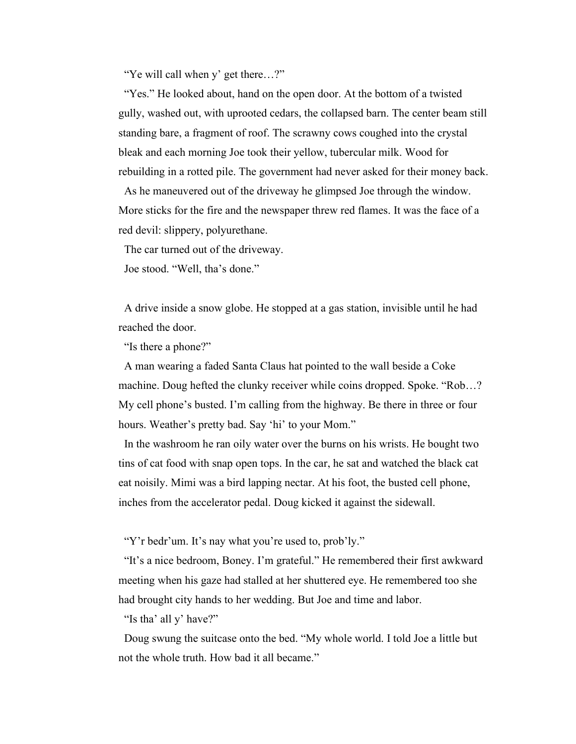"Ye will call when y' get there…?"

"Yes." He looked about, hand on the open door. At the bottom of a twisted gully, washed out, with uprooted cedars, the collapsed barn. The center beam still standing bare, a fragment of roof. The scrawny cows coughed into the crystal bleak and each morning Joe took their yellow, tubercular milk. Wood for rebuilding in a rotted pile. The government had never asked for their money back.

As he maneuvered out of the driveway he glimpsed Joe through the window. More sticks for the fire and the newspaper threw red flames. It was the face of a red devil: slippery, polyurethane.

The car turned out of the driveway.

Joe stood. "Well, tha's done."

A drive inside a snow globe. He stopped at a gas station, invisible until he had reached the door.

"Is there a phone?"

A man wearing a faded Santa Claus hat pointed to the wall beside a Coke machine. Doug hefted the clunky receiver while coins dropped. Spoke. "Rob…? My cell phone's busted. I'm calling from the highway. Be there in three or four hours. Weather's pretty bad. Say 'hi' to your Mom."

In the washroom he ran oily water over the burns on his wrists. He bought two tins of cat food with snap open tops. In the car, he sat and watched the black cat eat noisily. Mimi was a bird lapping nectar. At his foot, the busted cell phone, inches from the accelerator pedal. Doug kicked it against the sidewall.

"Y'r bedr'um. It's nay what you're used to, prob'ly."

"It's a nice bedroom, Boney. I'm grateful." He remembered their first awkward meeting when his gaze had stalled at her shuttered eye. He remembered too she had brought city hands to her wedding. But Joe and time and labor.

"Is tha' all y' have?"

Doug swung the suitcase onto the bed. "My whole world. I told Joe a little but not the whole truth. How bad it all became."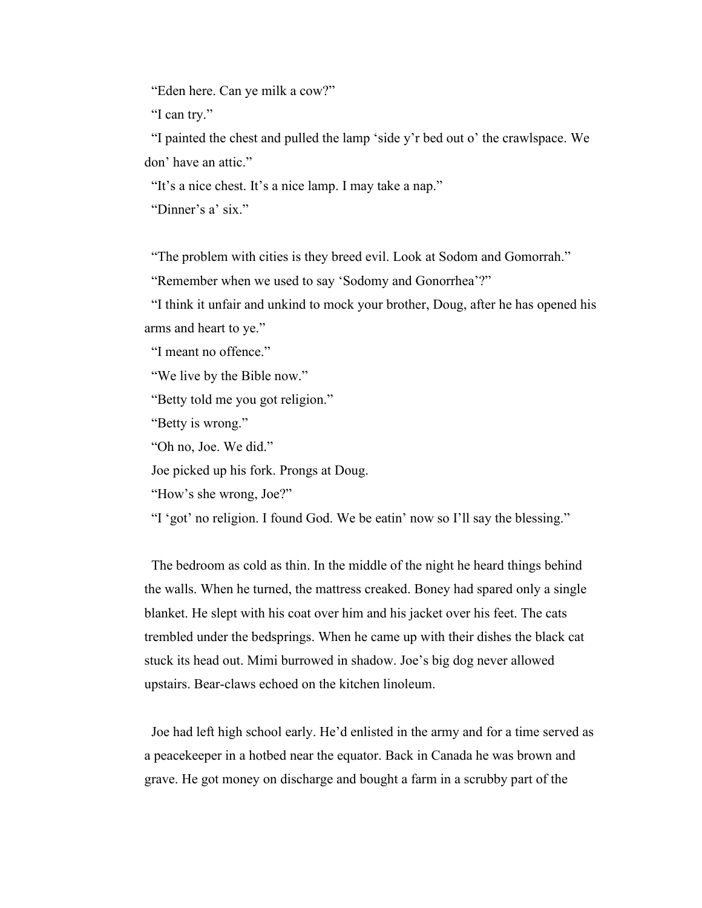"Eden here. Can ye milk a cow?"

"I can try."

"I painted the chest and pulled the lamp 'side y'r bed out o' the crawlspace. We don' have an attic."

"It's a nice chest. It's a nice lamp. I may take a nap."

"Dinner's a' six."

"The problem with cities is they breed evil. Look at Sodom and Gomorrah."

"Remember when we used to say 'Sodomy and Gonorrhea'?"

"I think it unfair and unkind to mock your brother, Doug, after he has opened his arms and heart to ye."

"I meant no offence."

"We live by the Bible now."

"Betty told me you got religion."

"Betty is wrong."

"Oh no, Joe. We did."

Joe picked up his fork. Prongs at Doug.

"How's she wrong, Joe?"

"I 'got' no religion. I found God. We be eatin' now so I'll say the blessing."

The bedroom as cold as thin. In the middle of the night he heard things behind the walls. When he turned, the mattress creaked. Boney had spared only a single blanket. He slept with his coat over him and his jacket over his feet. The cats trembled under the bedsprings. When he came up with their dishes the black cat stuck its head out. Mimi burrowed in shadow. Joe's big dog never allowed upstairs. Bear-claws echoed on the kitchen linoleum.

Joe had left high school early. He'd enlisted in the army and for a time served as a peacekeeper in a hotbed near the equator. Back in Canada he was brown and grave. He got money on discharge and bought a farm in a scrubby part of the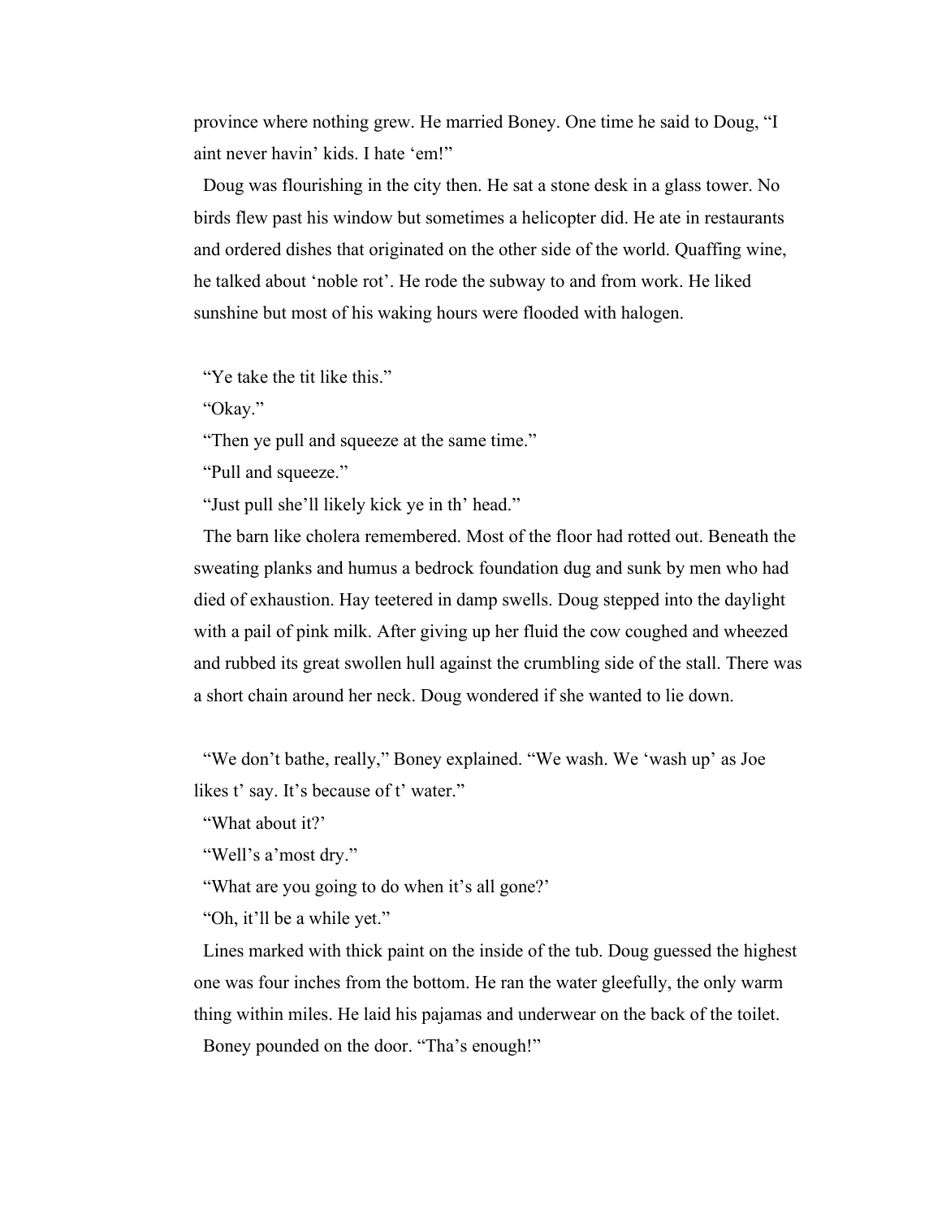province where nothing grew. He married Boney. One time he said to Doug, "I aint never havin' kids. I hate 'em!"

Doug was flourishing in the city then. He sat a stone desk in a glass tower. No birds flew past his window but sometimes a helicopter did. He ate in restaurants and ordered dishes that originated on the other side of the world. Quaffing wine, he talked about 'noble rot'. He rode the subway to and from work. He liked sunshine but most of his waking hours were flooded with halogen.

"Ye take the tit like this."

"Okay."

"Then ye pull and squeeze at the same time."

"Pull and squeeze."

"Just pull she'll likely kick ye in th' head."

The barn like cholera remembered. Most of the floor had rotted out. Beneath the sweating planks and humus a bedrock foundation dug and sunk by men who had died of exhaustion. Hay teetered in damp swells. Doug stepped into the daylight with a pail of pink milk. After giving up her fluid the cow coughed and wheezed and rubbed its great swollen hull against the crumbling side of the stall. There was a short chain around her neck. Doug wondered if she wanted to lie down.

"We don't bathe, really," Boney explained. "We wash. We 'wash up' as Joe likes t' say. It's because of t' water."

"What about it?'

"Well's a'most dry."

"What are you going to do when it's all gone?'

"Oh, it'll be a while yet."

Lines marked with thick paint on the inside of the tub. Doug guessed the highest one was four inches from the bottom. He ran the water gleefully, the only warm thing within miles. He laid his pajamas and underwear on the back of the toilet.

Boney pounded on the door. "Tha's enough!"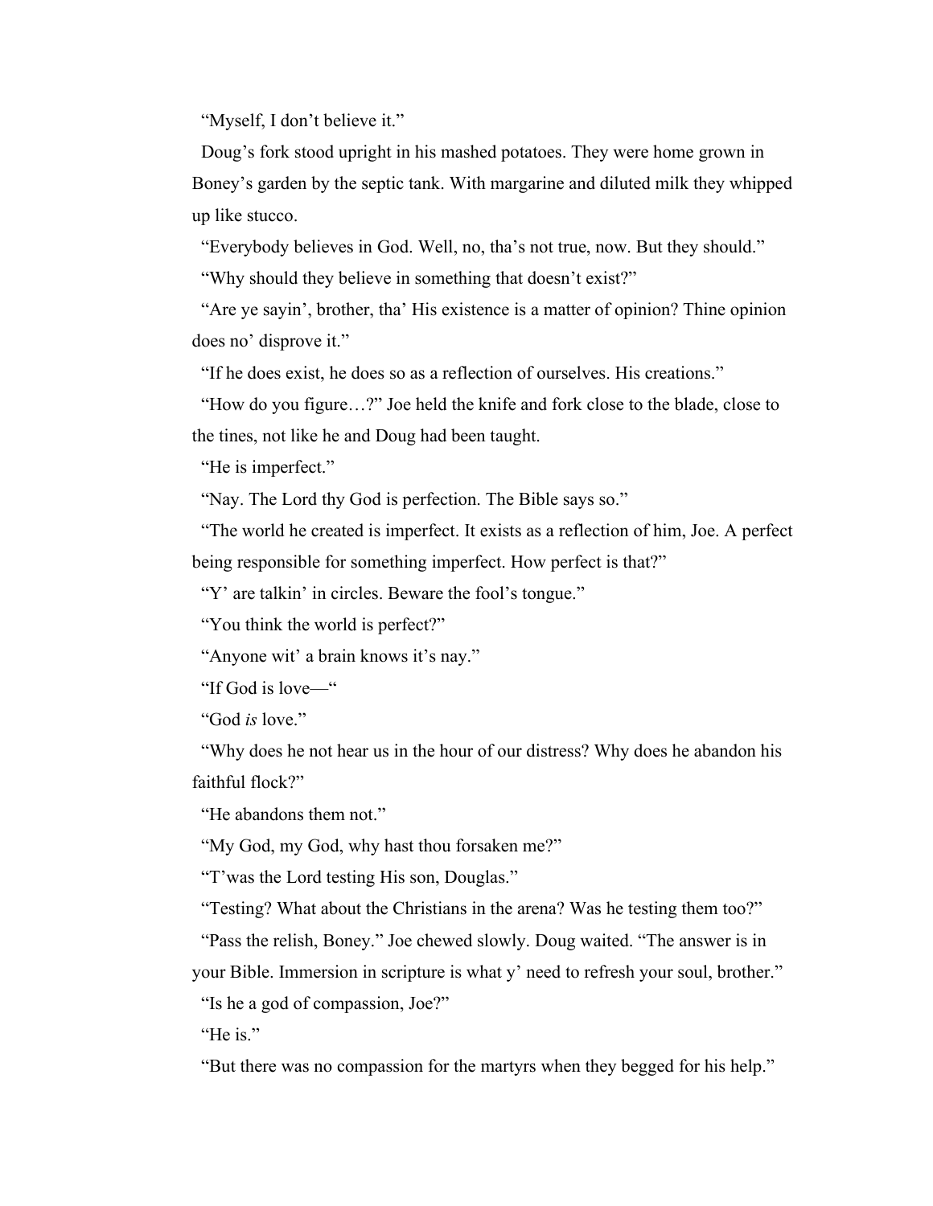"Myself, I don't believe it."

Doug's fork stood upright in his mashed potatoes. They were home grown in Boney's garden by the septic tank. With margarine and diluted milk they whipped up like stucco.

"Everybody believes in God. Well, no, tha's not true, now. But they should."

"Why should they believe in something that doesn't exist?"

"Are ye sayin', brother, tha' His existence is a matter of opinion? Thine opinion does no' disprove it."

"If he does exist, he does so as a reflection of ourselves. His creations."

"How do you figure…?" Joe held the knife and fork close to the blade, close to the tines, not like he and Doug had been taught.

"He is imperfect."

"Nay. The Lord thy God is perfection. The Bible says so."

"The world he created is imperfect. It exists as a reflection of him, Joe. A perfect being responsible for something imperfect. How perfect is that?"

"Y' are talkin' in circles. Beware the fool's tongue."

"You think the world is perfect?"

"Anyone wit' a brain knows it's nay."

"If God is love—"

"God *is* love."

"Why does he not hear us in the hour of our distress? Why does he abandon his faithful flock?"

"He abandons them not."

"My God, my God, why hast thou forsaken me?"

"T'was the Lord testing His son, Douglas."

"Testing? What about the Christians in the arena? Was he testing them too?"

"Pass the relish, Boney." Joe chewed slowly. Doug waited. "The answer is in your Bible. Immersion in scripture is what y' need to refresh your soul, brother."

"Is he a god of compassion, Joe?"

"He is."

"But there was no compassion for the martyrs when they begged for his help."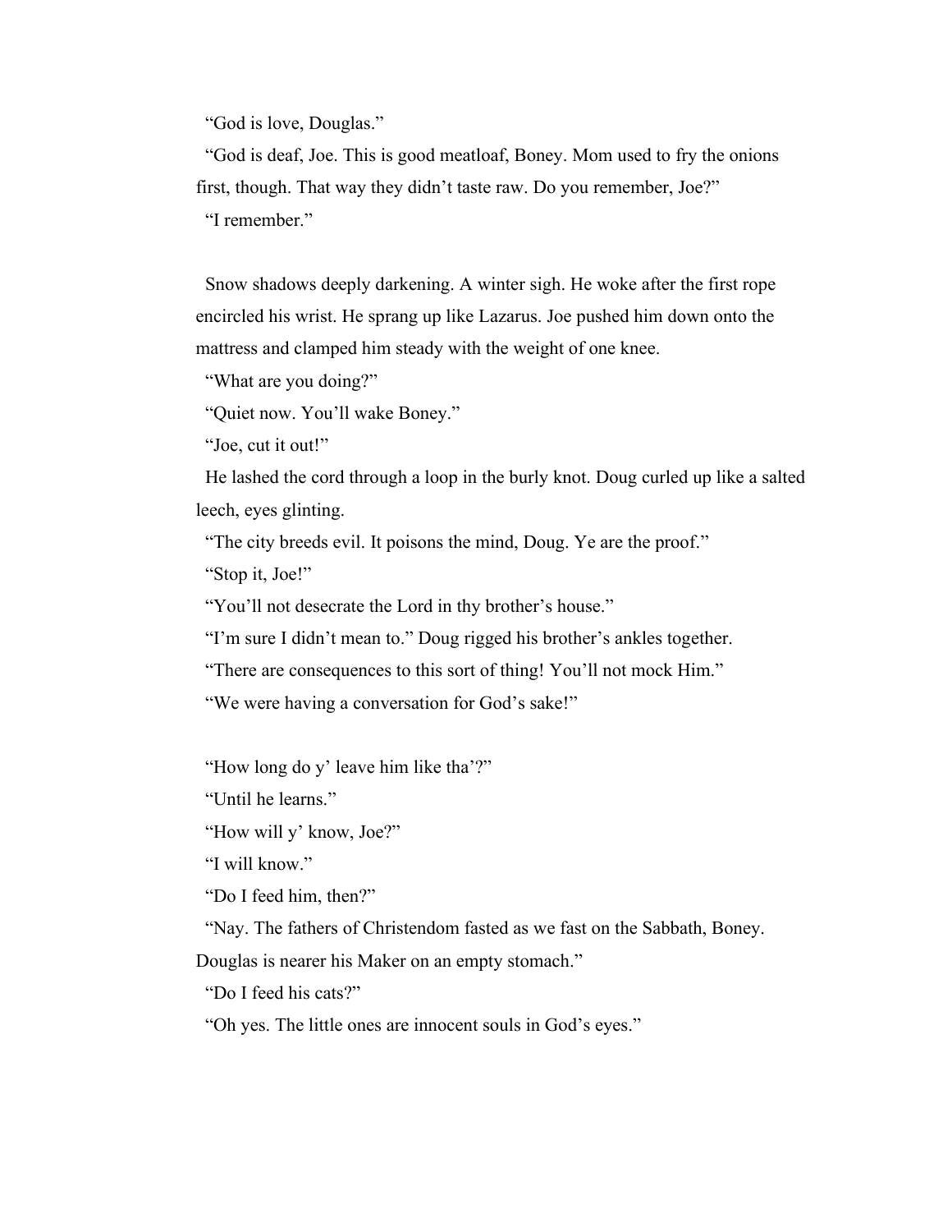"God is love, Douglas."

"God is deaf, Joe. This is good meatloaf, Boney. Mom used to fry the onions first, though. That way they didn't taste raw. Do you remember, Joe?"

"I remember."

Snow shadows deeply darkening. A winter sigh. He woke after the first rope encircled his wrist. He sprang up like Lazarus. Joe pushed him down onto the mattress and clamped him steady with the weight of one knee.

"What are you doing?"

"Quiet now. You'll wake Boney."

"Joe, cut it out!"

He lashed the cord through a loop in the burly knot. Doug curled up like a salted leech, eyes glinting.

"The city breeds evil. It poisons the mind, Doug. Ye are the proof."

"Stop it, Joe!"

"You'll not desecrate the Lord in thy brother's house."

"I'm sure I didn't mean to." Doug rigged his brother's ankles together.

"There are consequences to this sort of thing! You'll not mock Him."

"We were having a conversation for God's sake!"

"How long do y' leave him like tha'?"

"Until he learns."

"How will y' know, Joe?"

"I will know."

"Do I feed him, then?"

"Nay. The fathers of Christendom fasted as we fast on the Sabbath, Boney. Douglas is nearer his Maker on an empty stomach."

"Do I feed his cats?"

"Oh yes. The little ones are innocent souls in God's eyes."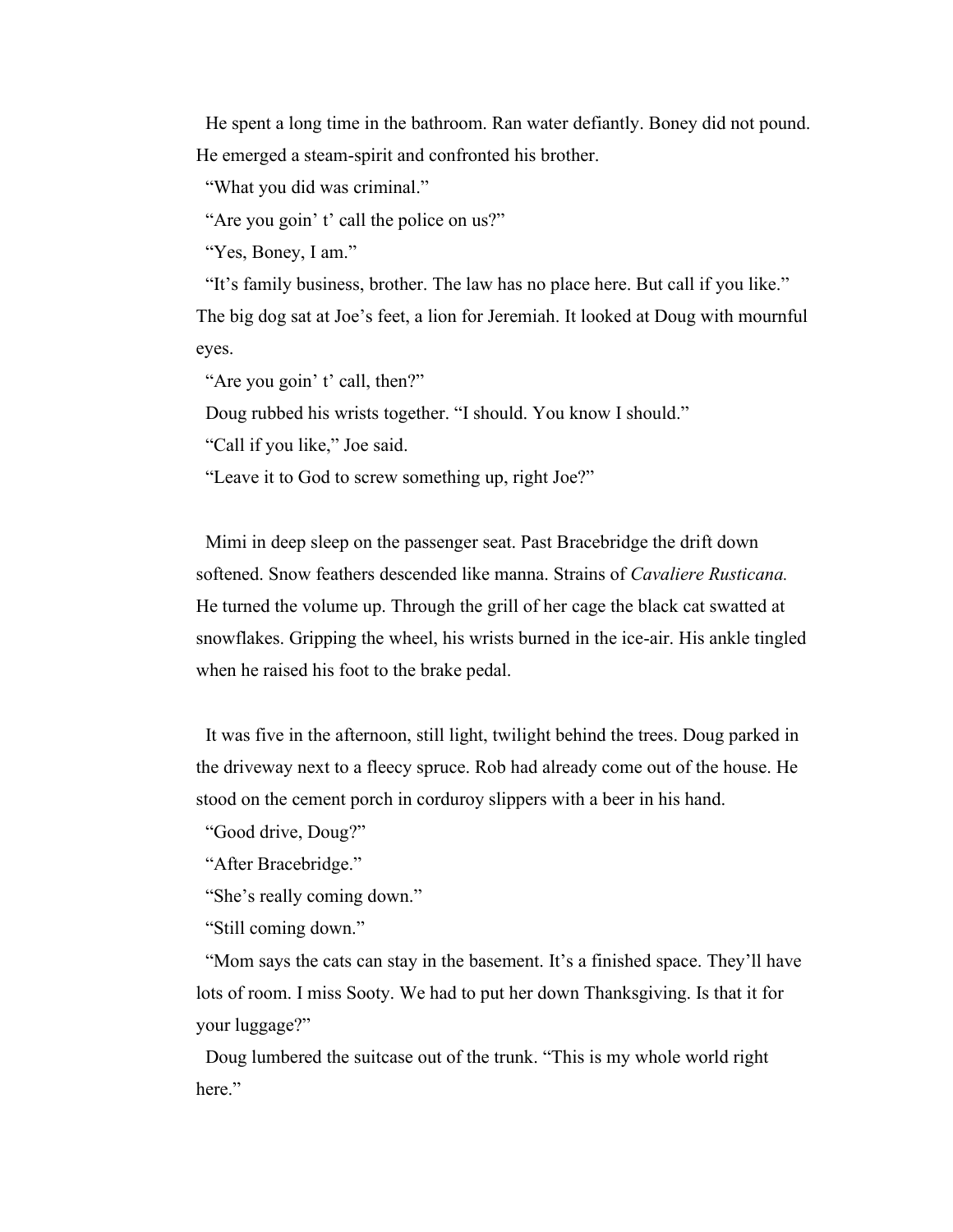He spent a long time in the bathroom. Ran water defiantly. Boney did not pound. He emerged a steam-spirit and confronted his brother.

"What you did was criminal."

"Are you goin' t' call the police on us?"

"Yes, Boney, I am."

"It's family business, brother. The law has no place here. But call if you like." The big dog sat at Joe's feet, a lion for Jeremiah. It looked at Doug with mournful eyes.

"Are you goin' t' call, then?"

Doug rubbed his wrists together. "I should. You know I should."

"Call if you like," Joe said.

"Leave it to God to screw something up, right Joe?"

Mimi in deep sleep on the passenger seat. Past Bracebridge the drift down softened. Snow feathers descended like manna. Strains of *Cavaliere Rusticana.* He turned the volume up. Through the grill of her cage the black cat swatted at snowflakes. Gripping the wheel, his wrists burned in the ice-air. His ankle tingled when he raised his foot to the brake pedal.

It was five in the afternoon, still light, twilight behind the trees. Doug parked in the driveway next to a fleecy spruce. Rob had already come out of the house. He stood on the cement porch in corduroy slippers with a beer in his hand.

"Good drive, Doug?"

"After Bracebridge."

"She's really coming down."

"Still coming down."

"Mom says the cats can stay in the basement. It's a finished space. They'll have lots of room. I miss Sooty. We had to put her down Thanksgiving. Is that it for your luggage?"

Doug lumbered the suitcase out of the trunk. "This is my whole world right here."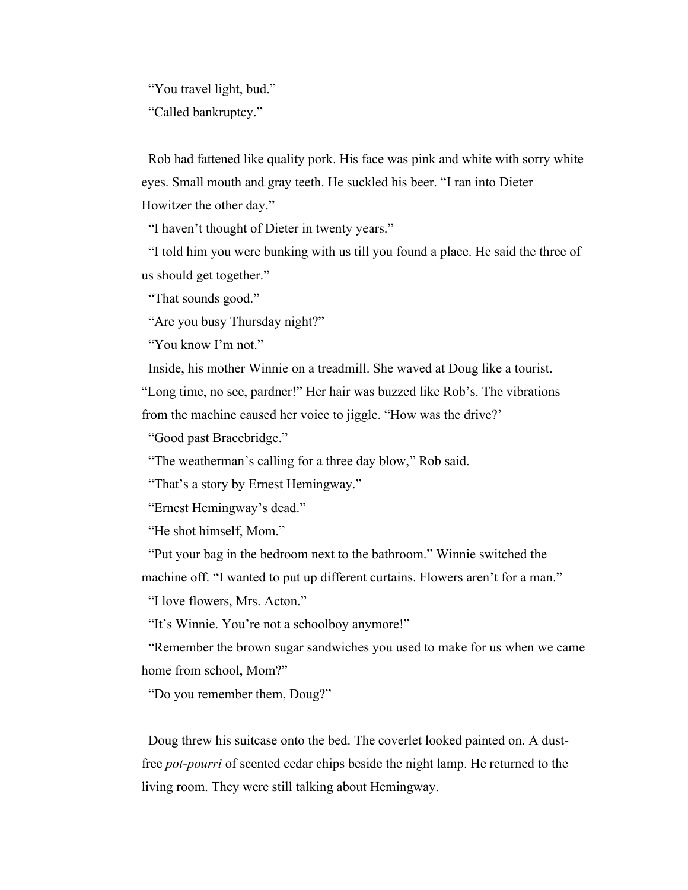"You travel light, bud."

"Called bankruptcy."

Rob had fattened like quality pork. His face was pink and white with sorry white eyes. Small mouth and gray teeth. He suckled his beer. "I ran into Dieter Howitzer the other day."

"I haven't thought of Dieter in twenty years."

"I told him you were bunking with us till you found a place. He said the three of us should get together."

"That sounds good."

"Are you busy Thursday night?"

"You know I'm not."

Inside, his mother Winnie on a treadmill. She waved at Doug like a tourist. "Long time, no see, pardner!" Her hair was buzzed like Rob's. The vibrations from the machine caused her voice to jiggle. "How was the drive?'

"Good past Bracebridge."

"The weatherman's calling for a three day blow," Rob said.

"That's a story by Ernest Hemingway."

"Ernest Hemingway's dead."

"He shot himself, Mom."

"Put your bag in the bedroom next to the bathroom." Winnie switched the machine off. "I wanted to put up different curtains. Flowers aren't for a man."

"I love flowers, Mrs. Acton."

"It's Winnie. You're not a schoolboy anymore!"

"Remember the brown sugar sandwiches you used to make for us when we came home from school, Mom?"

"Do you remember them, Doug?"

Doug threw his suitcase onto the bed. The coverlet looked painted on. A dust-free *pot-pourri* of scented cedar chips beside the night lamp. He returned to the living room. They were still talking about Hemingway.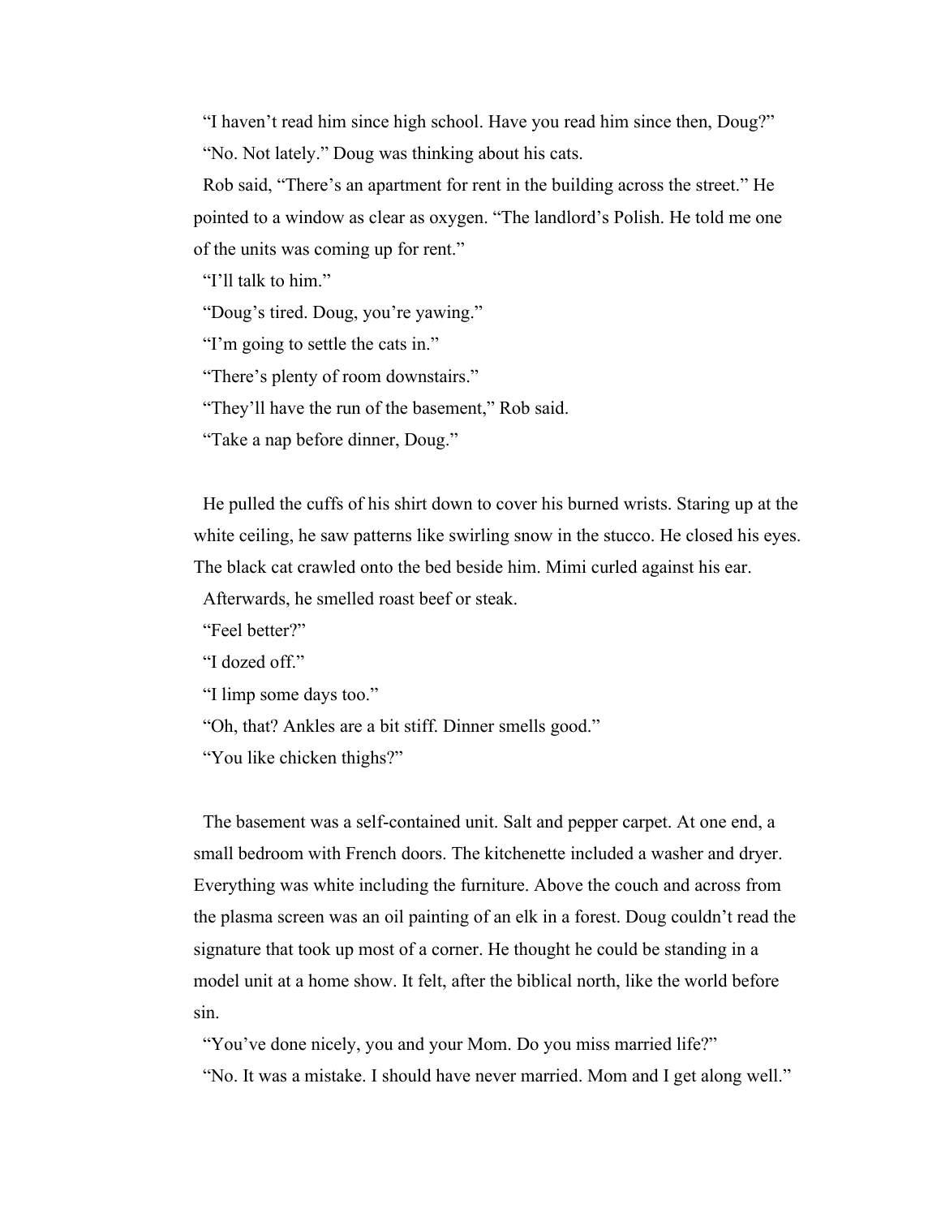"I haven't read him since high school. Have you read him since then, Doug?"

"No. Not lately." Doug was thinking about his cats.

Rob said, "There's an apartment for rent in the building across the street." He pointed to a window as clear as oxygen. "The landlord's Polish. He told me one of the units was coming up for rent."

"I'll talk to him."

"Doug's tired. Doug, you're yawing."

"I'm going to settle the cats in."

"There's plenty of room downstairs."

"They'll have the run of the basement," Rob said.

"Take a nap before dinner, Doug."

He pulled the cuffs of his shirt down to cover his burned wrists. Staring up at the white ceiling, he saw patterns like swirling snow in the stucco. He closed his eyes. The black cat crawled onto the bed beside him. Mimi curled against his ear.

Afterwards, he smelled roast beef or steak.

"Feel better?"

"I dozed off."

"I limp some days too."

"Oh, that? Ankles are a bit stiff. Dinner smells good."

"You like chicken thighs?"

The basement was a self-contained unit. Salt and pepper carpet. At one end, a small bedroom with French doors. The kitchenette included a washer and dryer. Everything was white including the furniture. Above the couch and across from the plasma screen was an oil painting of an elk in a forest. Doug couldn't read the signature that took up most of a corner. He thought he could be standing in a model unit at a home show. It felt, after the biblical north, like the world before sin.

"You've done nicely, you and your Mom. Do you miss married life?"

"No. It was a mistake. I should have never married. Mom and I get along well."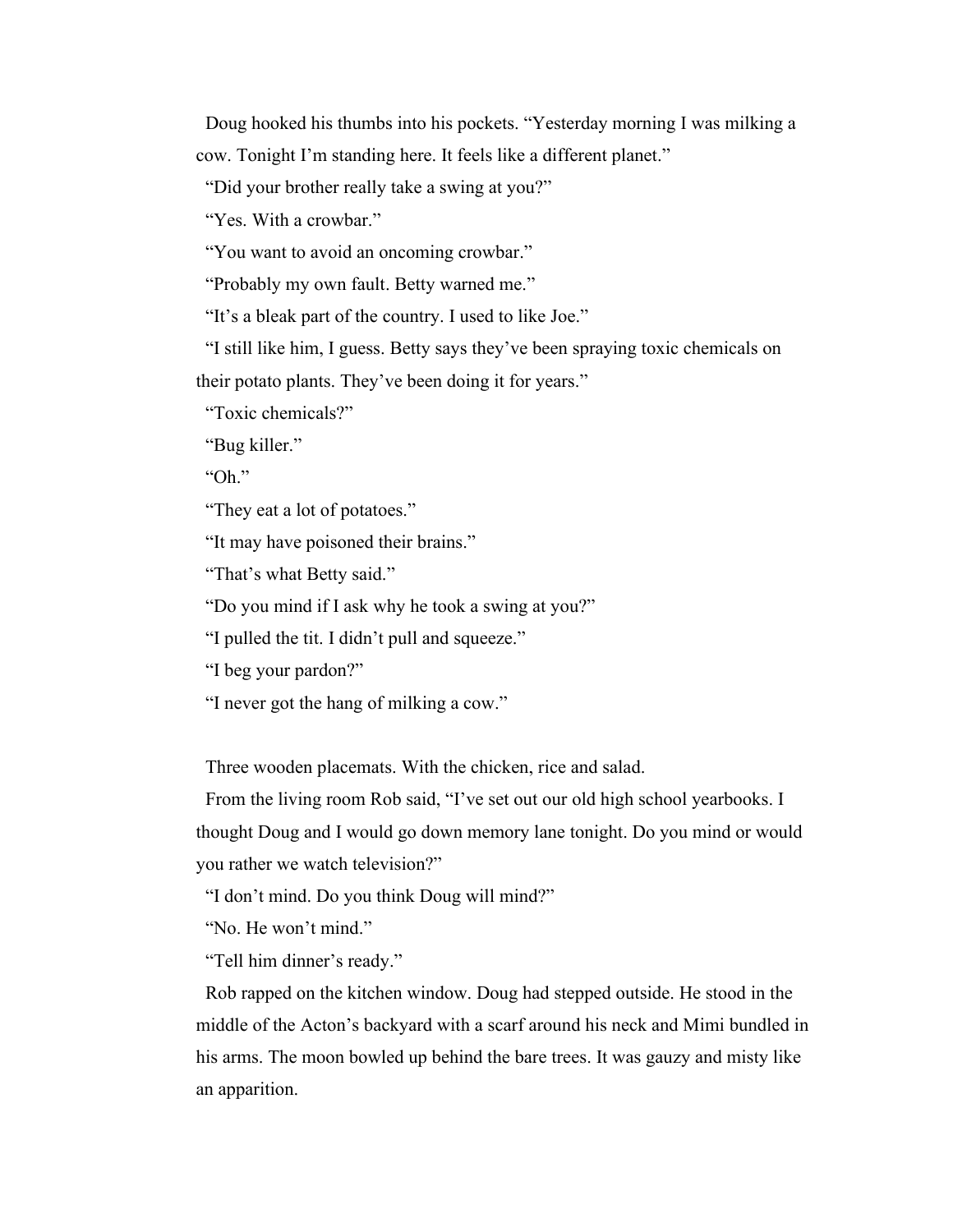Doug hooked his thumbs into his pockets. "Yesterday morning I was milking a cow. Tonight I'm standing here. It feels like a different planet."

"Did your brother really take a swing at you?"

"Yes. With a crowbar."

"You want to avoid an oncoming crowbar."

"Probably my own fault. Betty warned me."

"It's a bleak part of the country. I used to like Joe."

"I still like him, I guess. Betty says they've been spraying toxic chemicals on their potato plants. They've been doing it for years."

"Toxic chemicals?"

"Bug killer."

"Oh."

"They eat a lot of potatoes."

"It may have poisoned their brains."

"That's what Betty said."

"Do you mind if I ask why he took a swing at you?"

"I pulled the tit. I didn't pull and squeeze."

"I beg your pardon?"

"I never got the hang of milking a cow."

Three wooden placemats. With the chicken, rice and salad.

From the living room Rob said, "I've set out our old high school yearbooks. I thought Doug and I would go down memory lane tonight. Do you mind or would you rather we watch television?"

"I don't mind. Do you think Doug will mind?"

"No. He won't mind."

"Tell him dinner's ready."

Rob rapped on the kitchen window. Doug had stepped outside. He stood in the middle of the Acton's backyard with a scarf around his neck and Mimi bundled in his arms. The moon bowled up behind the bare trees. It was gauzy and misty like an apparition.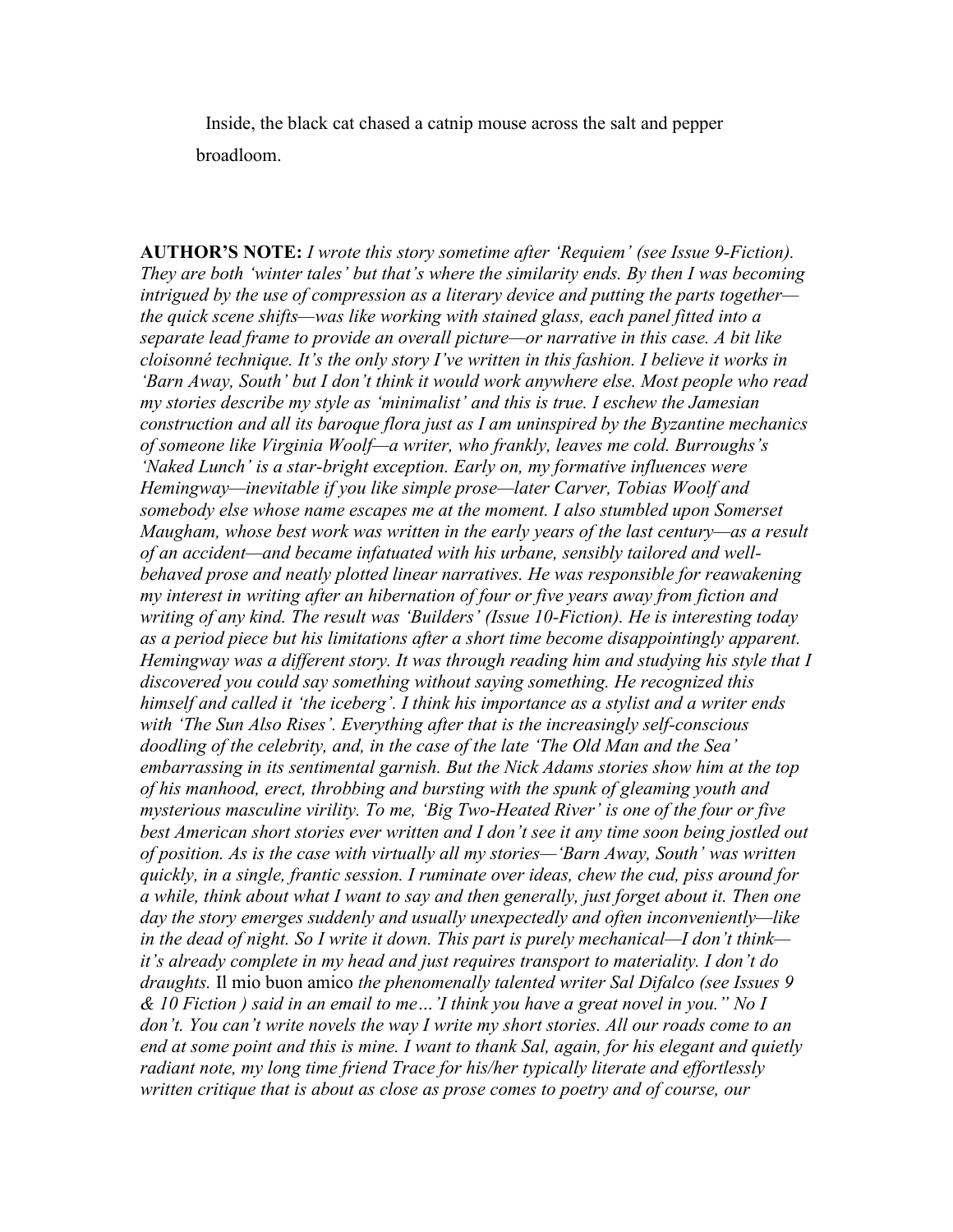Inside, the black cat chased a catnip mouse across the salt and pepper broadloom.

**AUTHOR'S NOTE:** *I wrote this story sometime after 'Requiem' (see Issue 9-Fiction). They are both 'winter tales' but that's where the similarity ends. By then I was becoming intrigued by the use of compression as a literary device and putting the parts together—the quick scene shifts—was like working with stained glass, each panel fitted into a separate lead frame to provide an overall picture—or narrative in this case. A bit like cloisonné technique. It's the only story I've written in this fashion. I believe it works in 'Barn Away, South' but I don't think it would work anywhere else. Most people who read my stories describe my style as 'minimalist' and this is true. I eschew the Jamesian construction and all its baroque flora just as I am uninspired by the Byzantine mechanics of someone like Virginia Woolf—a writer, who frankly, leaves me cold. Burroughs's 'Naked Lunch' is a star-bright exception. Early on, my formative influences were Hemingway—inevitable if you like simple prose—later Carver, Tobias Woolf and somebody else whose name escapes me at the moment. I also stumbled upon Somerset Maugham, whose best work was written in the early years of the last century—as a result of an accident—and became infatuated with his urbane, sensibly tailored and well-behaved prose and neatly plotted linear narratives. He was responsible for reawakening my interest in writing after an hibernation of four or five years away from fiction and writing of any kind. The result was 'Builders' (Issue 10-Fiction). He is interesting today as a period piece but his limitations after a short time become disappointingly apparent. Hemingway was a different story. It was through reading him and studying his style that I discovered you could say something without saying something. He recognized this himself and called it 'the iceberg'. I think his importance as a stylist and a writer ends with 'The Sun Also Rises'. Everything after that is the increasingly self-conscious doodling of the celebrity, and, in the case of the late 'The Old Man and the Sea' embarrassing in its sentimental garnish. But the Nick Adams stories show him at the top of his manhood, erect, throbbing and bursting with the spunk of gleaming youth and mysterious masculine virility. To me, 'Big Two-Heated River' is one of the four or five best American short stories ever written and I don't see it any time soon being jostled out of position. As is the case with virtually all my stories—'Barn Away, South' was written quickly, in a single, frantic session. I ruminate over ideas, chew the cud, piss around for a while, think about what I want to say and then generally, just forget about it. Then one day the story emerges suddenly and usually unexpectedly and often inconveniently—like in the dead of night. So I write it down. This part is purely mechanical—I don't think—it's already complete in my head and just requires transport to materiality. I don't do draughts.* Il mio buon amico *the phenomenally talented writer Sal Difalco (see Issues 9 & 10 Fiction ) said in an email to me…'I think you have a great novel in you." No I don't. You can't write novels the way I write my short stories. All our roads come to an end at some point and this is mine. I want to thank Sal, again, for his elegant and quietly radiant note, my long time friend Trace for his/her typically literate and effortlessly written critique that is about as close as prose comes to poetry and of course, our*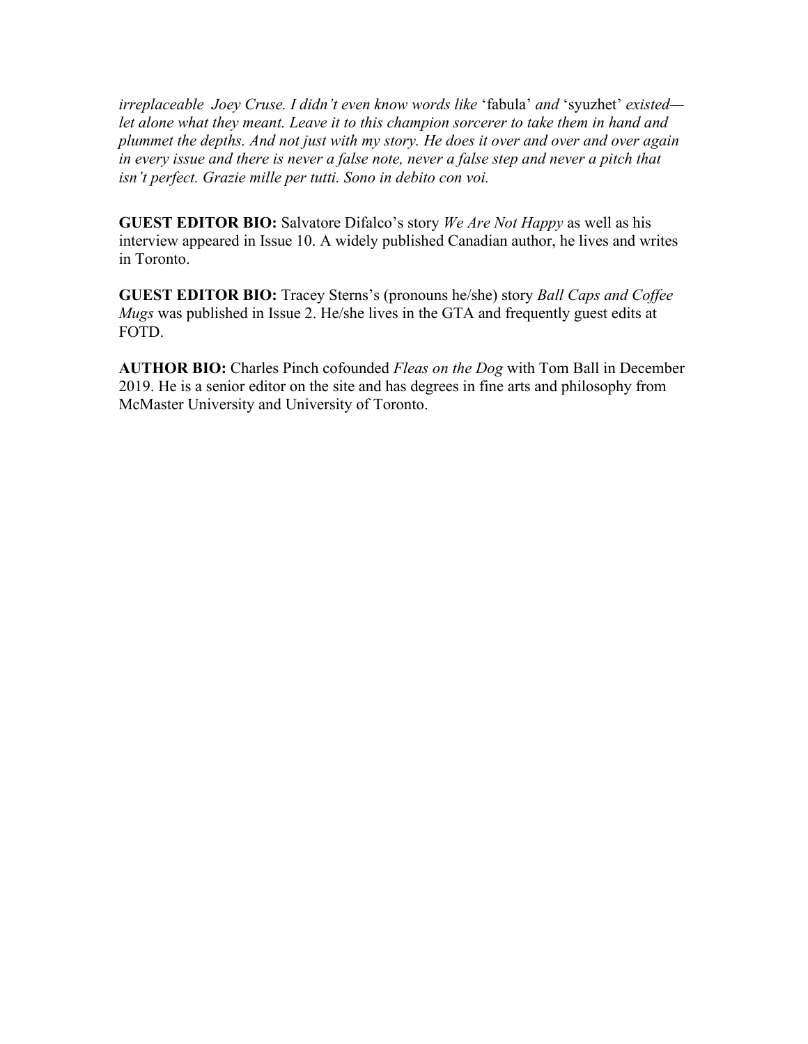*irreplaceable Joey Cruse. I didn't even know words like* 'fabula' *and* 'syuzhet' *existed—let alone what they meant. Leave it to this champion sorcerer to take them in hand and plummet the depths. And not just with my story. He does it over and over and over again in every issue and there is never a false note, never a false step and never a pitch that isn't perfect. Grazie mille per tutti. Sono in debito con voi.*

**GUEST EDITOR BIO:** Salvatore Difalco's story *We Are Not Happy* as well as his interview appeared in Issue 10. A widely published Canadian author, he lives and writes in Toronto.

**GUEST EDITOR BIO:** Tracey Sterns's (pronouns he/she) story *Ball Caps and Coffee Mugs* was published in Issue 2. He/she lives in the GTA and frequently guest edits at FOTD.

**AUTHOR BIO:** Charles Pinch cofounded *Fleas on the Dog* with Tom Ball in December 2019. He is a senior editor on the site and has degrees in fine arts and philosophy from McMaster University and University of Toronto.